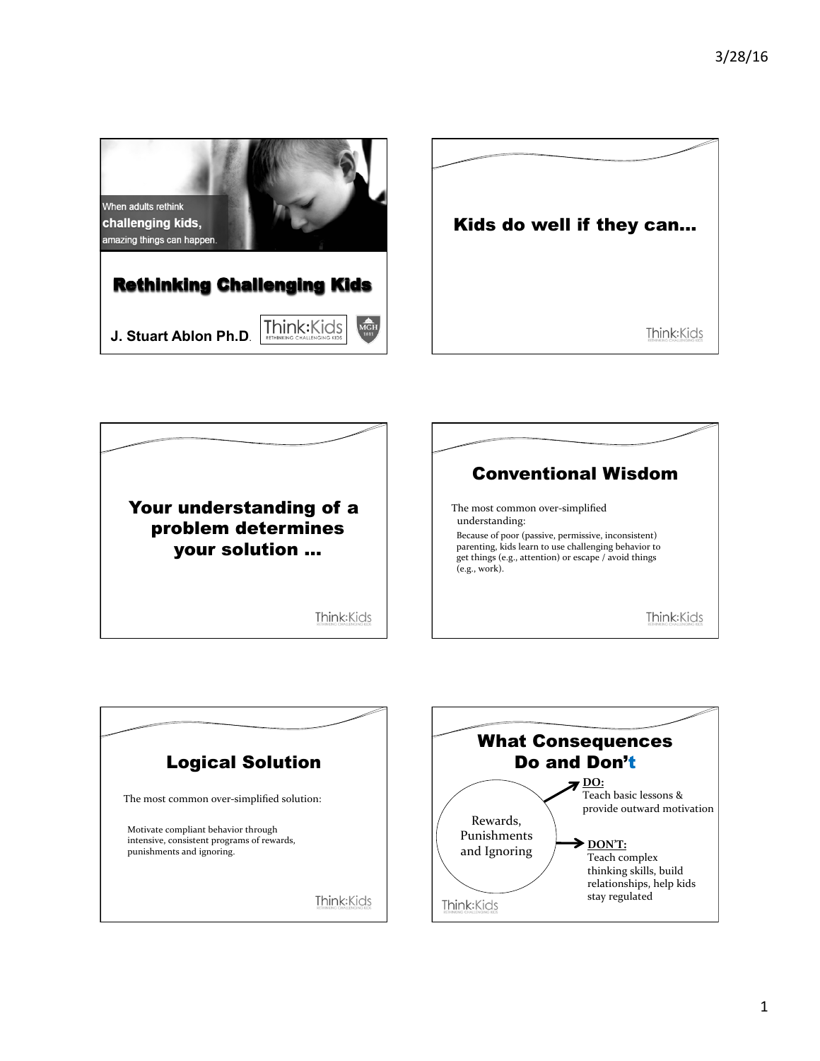When adults rethink **challenging kids,** amazing things can happen.

# Rethinking Challenging Kids

**J. Stuart Ablon Ph.D.**

Think:Kids — RETHINKING CHALLENGING KIDS

MGH 1811

---

## Kids do well if they can…

---

## Your understanding of a problem determines your solution …

---

## Conventional Wisdom

The most common over-simplified understanding:

Because of poor (passive, permissive, inconsistent) parenting, kids learn to use challenging behavior to get things (e.g., attention) or escape / avoid things (e.g., work).

---

## Logical Solution

The most common over-simplified solution:

Motivate compliant behavior through intensive, consistent programs of rewards, punishments and ignoring.

---

## What Consequences Do and Don't

Rewards, Punishments and Ignoring

- **DO:** Teach basic lessons & provide outward motivation
- **DON'T:** Teach complex thinking skills, build relationships, help kids stay regulated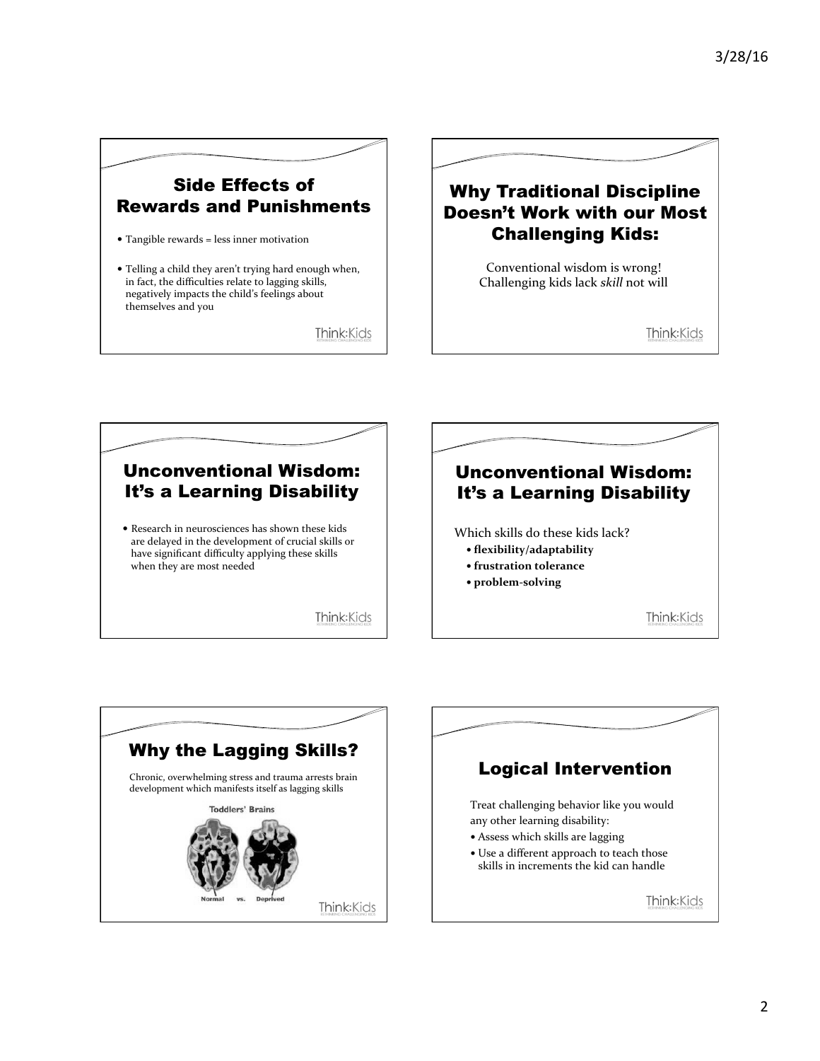## Side Effects of Rewards and Punishments

- Tangible rewards = less inner motivation
- Telling a child they aren't trying hard enough when, in fact, the difficulties relate to lagging skills, negatively impacts the child's feelings about themselves and you

## Why Traditional Discipline Doesn't Work with our Most Challenging Kids:

Conventional wisdom is wrong!
Challenging kids lack *skill* not will

## Unconventional Wisdom: It's a Learning Disability

- Research in neurosciences has shown these kids are delayed in the development of crucial skills or have significant difficulty applying these skills when they are most needed

## Unconventional Wisdom: It's a Learning Disability

Which skills do these kids lack?

- **flexibility/adaptability**
- **frustration tolerance**
- **problem-solving**

## Why the Lagging Skills?

Chronic, overwhelming stress and trauma arrests brain development which manifests itself as lagging skills

Toddlers' Brains

Normal vs. Deprived

## Logical Intervention

Treat challenging behavior like you would any other learning disability:

- Assess which skills are lagging
- Use a different approach to teach those skills in increments the kid can handle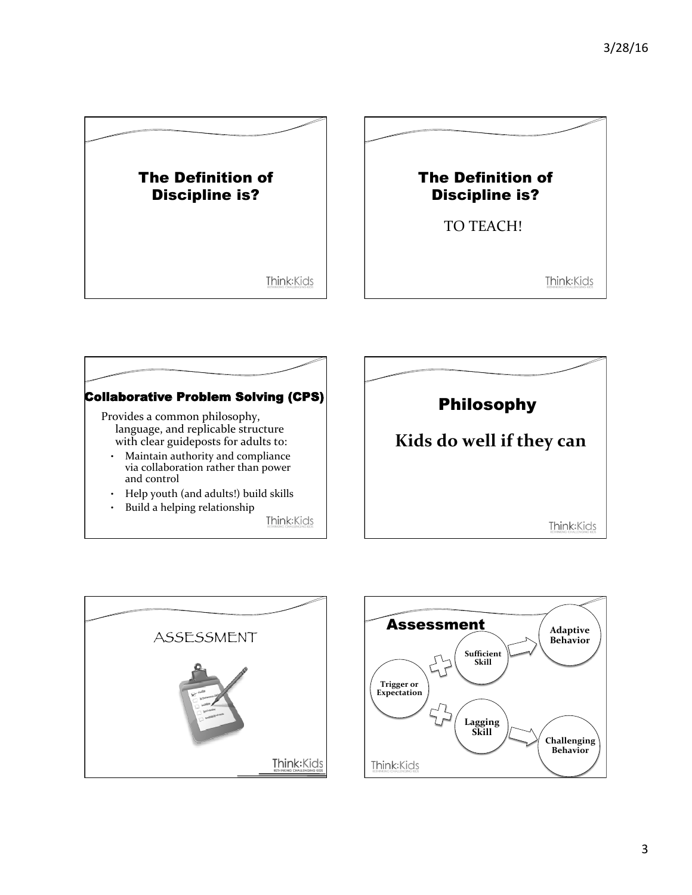## The Definition of Discipline is?

## The Definition of Discipline is?

TO TEACH!

## Collaborative Problem Solving (CPS)

Provides a common philosophy, language, and replicable structure with clear guideposts for adults to:

- Maintain authority and compliance via collaboration rather than power and control
- Help youth (and adults!) build skills
- Build a helping relationship

## Philosophy

**Kids do well if they can**

## ASSESSMENT

## Assessment

Trigger or Expectation + Sufficient Skill → Adaptive Behavior

Trigger or Expectation + Lagging Skill → Challenging Behavior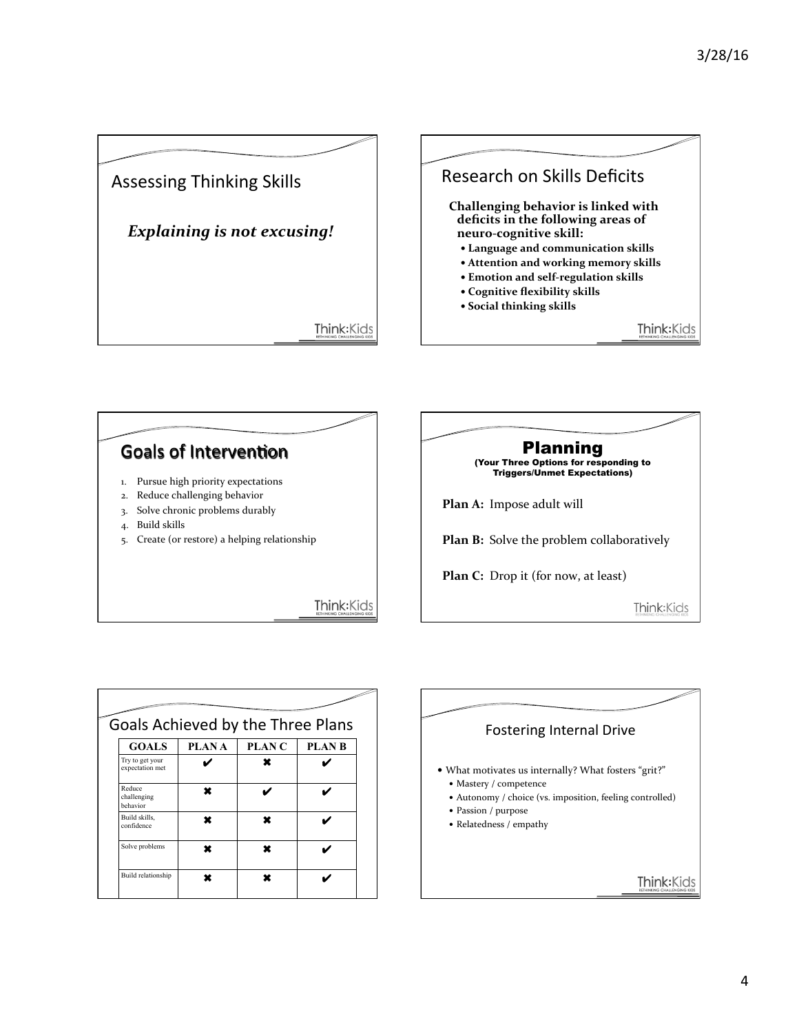## Assessing Thinking Skills

***Explaining is not excusing!***

## Research on Skills Deficits

**Challenging behavior is linked with deficits in the following areas of neuro-cognitive skill:**

- **Language and communication skills**
- **Attention and working memory skills**
- **Emotion and self-regulation skills**
- **Cognitive flexibility skills**
- **Social thinking skills**

## Goals of Intervention

1. Pursue high priority expectations
2. Reduce challenging behavior
3. Solve chronic problems durably
4. Build skills
5. Create (or restore) a helping relationship

## Planning

**(Your Three Options for responding to Triggers/Unmet Expectations)**

**Plan A:** Impose adult will

**Plan B:** Solve the problem collaboratively

**Plan C:** Drop it (for now, at least)

## Goals Achieved by the Three Plans

| GOALS | PLAN A | PLAN C | PLAN B |
|---|---|---|---|
| Try to get your expectation met | ✔ | ✖ | ✔ |
| Reduce challenging behavior | ✖ | ✔ | ✔ |
| Build skills, confidence | ✖ | ✖ | ✔ |
| Solve problems | ✖ | ✖ | ✔ |
| Build relationship | ✖ | ✖ | ✔ |

## Fostering Internal Drive

- What motivates us internally? What fosters "grit?"
  - Mastery / competence
  - Autonomy / choice (vs. imposition, feeling controlled)
  - Passion / purpose
  - Relatedness / empathy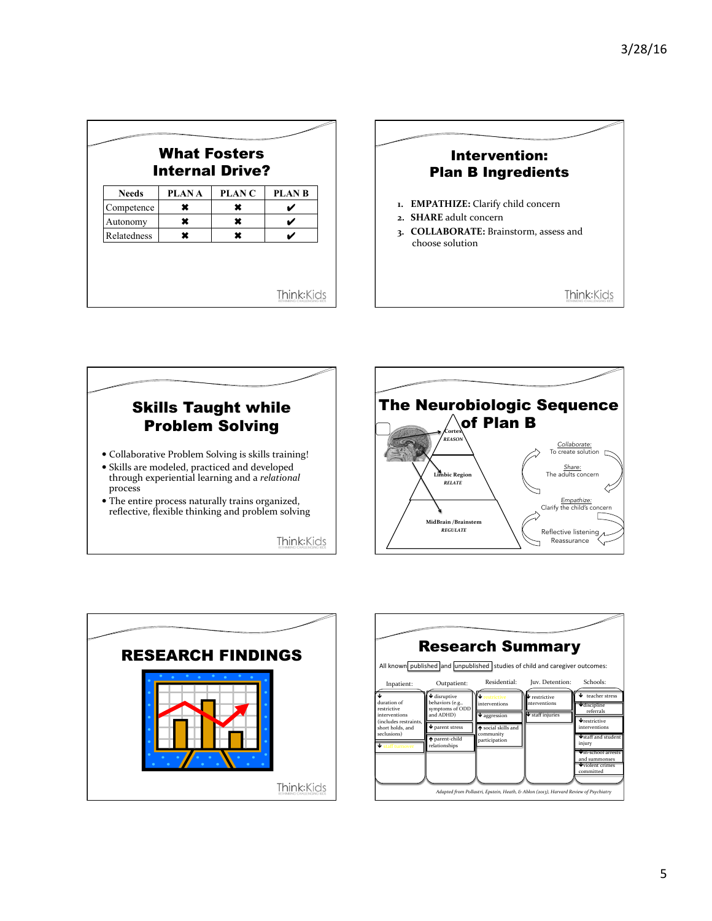## What Fosters Internal Drive?

| Needs | PLAN A | PLAN C | PLAN B |
|---|---|---|---|
| Competence | ✖ | ✖ | ✔ |
| Autonomy | ✖ | ✖ | ✔ |
| Relatedness | ✖ | ✖ | ✔ |

## Intervention: Plan B Ingredients

1. **EMPATHIZE:** Clarify child concern
2. **SHARE** adult concern
3. **COLLABORATE:** Brainstorm, assess and choose solution

## Skills Taught while Problem Solving

- Collaborative Problem Solving is skills training!
- Skills are modeled, practiced and developed through experiential learning and a *relational* process
- The entire process naturally trains organized, reflective, flexible thinking and problem solving

## The Neurobiologic Sequence of Plan B

Cortex
*REASON*

Limbic Region
*RELATE*

MidBrain /Brainstem
*REGULATE*

Collaborate:
To create solution

Share:
The adults concern

Empathize:
Clarify the child's concern

Reflective listening
Reassurance

## RESEARCH FINDINGS

## Research Summary

All known published and unpublished studies of child and caregiver outcomes:

| Inpatient: | Outpatient: | Residential: | Juv. Detention: | Schools: |
|---|---|---|---|---|
| ↓ duration of restrictive interventions (includes restraints, short holds, and seclusions) | ↓ disruptive behaviors (e.g., symptoms of ODD and ADHD) | ↓ interventions | ↓ restrictive interventions | ↓ teacher stress |
| ↓ | ↓ parent stress | ↓ aggression | ↓ staff injuries | ↓ discipline referrals |
| | ↑ parent-child relationships | ↑ social skills and community participation | | ↓ restrictive interventions |
| | | | | ↓ staff and student injury |
| | | | | ↓ in-school arrests and summonses |
| | | | | ↓ violent crimes committed |

*Adapted from Pollastri, Epstein, Heath, & Ablon (2013), Harvard Review of Psychiatry*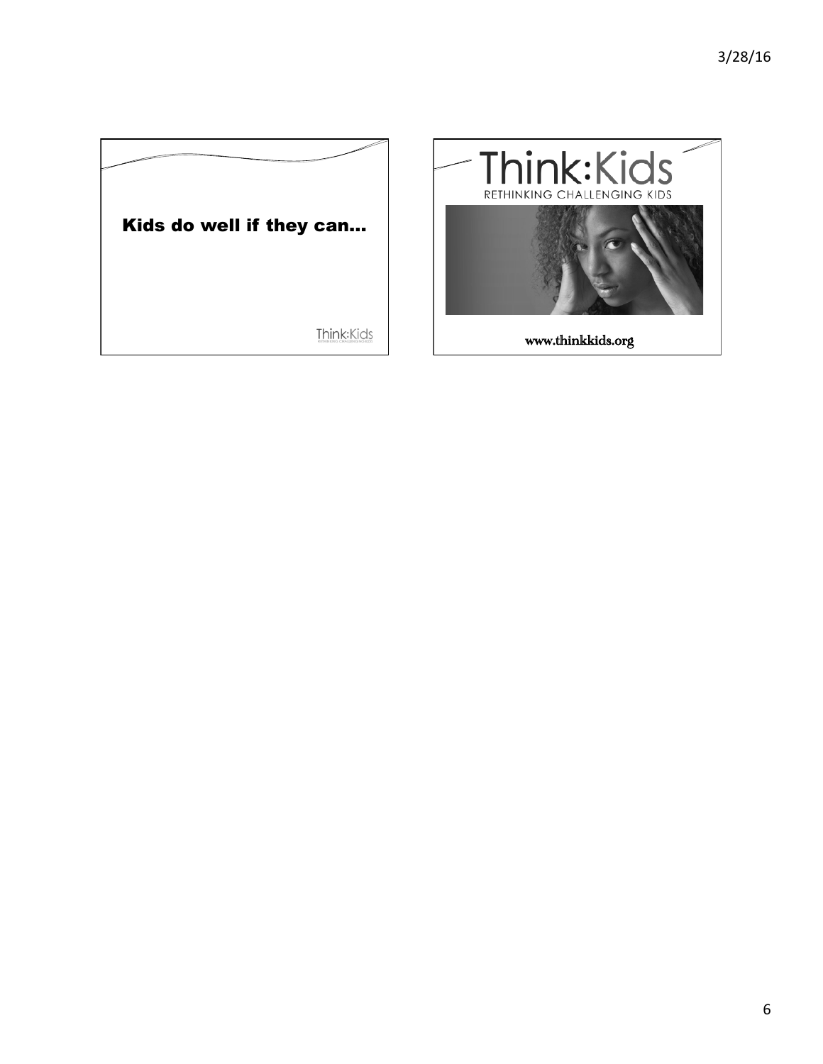Kids do well if they can…

Think:Kids

Think:Kids

RETHINKING CHALLENGING KIDS

www.thinkkids.org